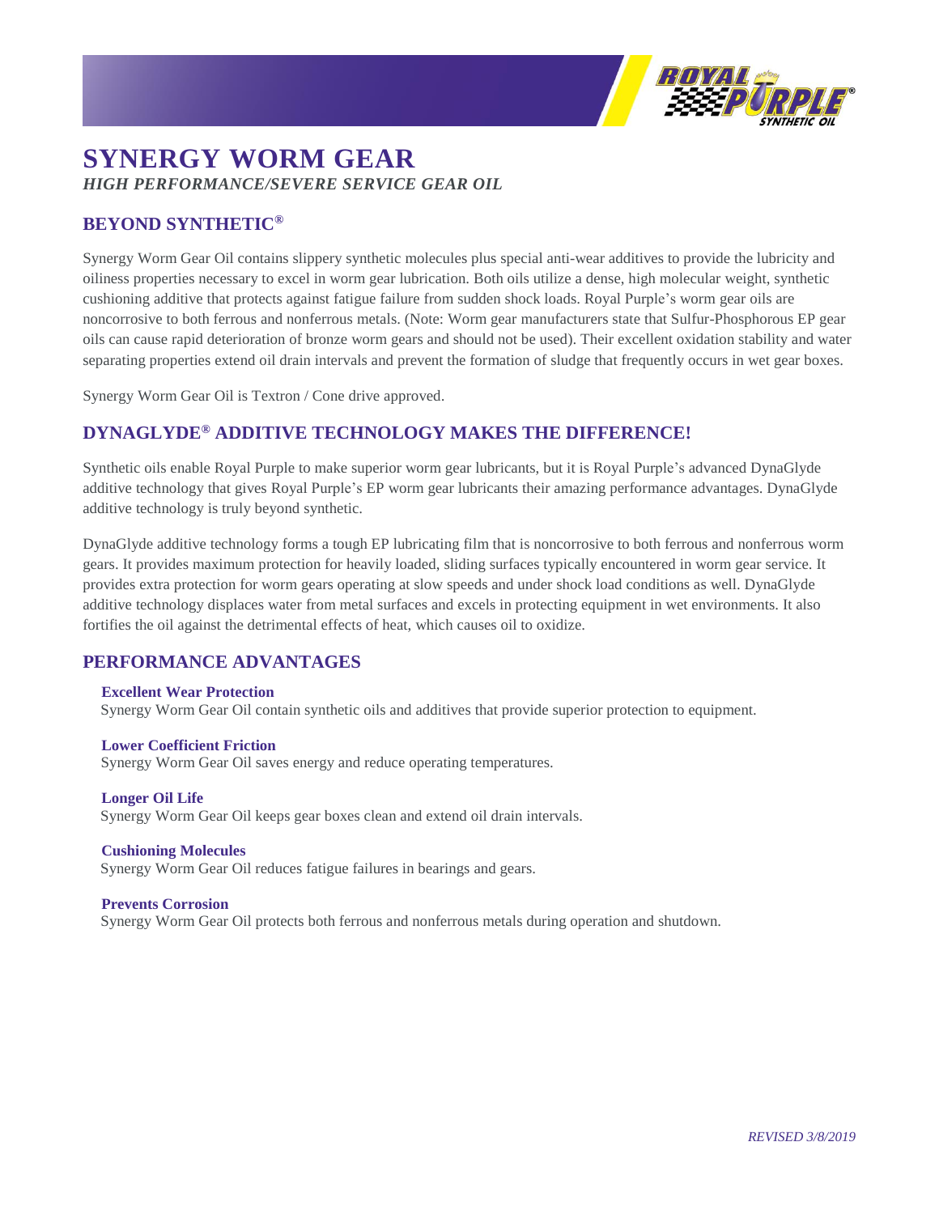# SYNERGY WORM GEAR

*HIGH PERFORMANCE/SEVERE SERVICE GEAR OIL*

## BEYOND SYNTHETIC®

Synergy Worm Gear Oil contains slippery synthetic molecules plus special anti-wear additives to provide the lubricity and oiliness properties necessary to excel in worm gear lubrication. Both oils utilize a dense, high molecular weight, synthetic cushioning additive that protects against fatigue failure from sudden shock loads. Royal Purple's worm gear oils are noncorrosive to both ferrous and nonferrous metals. (Note: Worm gear manufacturers state that Sulfur-Phosphorous EP gear oils can cause rapid deterioration of bronze worm gears and should not be used). Their excellent oxidation stability and water separating properties extend oil drain intervals and prevent the formation of sludge that frequently occurs in wet gear boxes.

Synergy Worm Gear Oil is Textron / Cone drive approved.

## DYNAGLYDE® ADDITIVE TECHNOLOGY MAKES THE DIFFERENCE!

Synthetic oils enable Royal Purple to make superior worm gear lubricants, but it is Royal Purple's advanced DynaGlyde additive technology that gives Royal Purple's EP worm gear lubricants their amazing performance advantages. DynaGlyde additive technology is truly beyond synthetic.

DynaGlyde additive technology forms a tough EP lubricating film that is noncorrosive to both ferrous and nonferrous worm gears. It provides maximum protection for heavily loaded, sliding surfaces typically encountered in worm gear service. It provides extra protection for worm gears operating at slow speeds and under shock load conditions as well. DynaGlyde additive technology displaces water from metal surfaces and excels in protecting equipment in wet environments. It also fortifies the oil against the detrimental effects of heat, which causes oil to oxidize.

## PERFORMANCE ADVANTAGES

**Excellent Wear Protection**
Synergy Worm Gear Oil contain synthetic oils and additives that provide superior protection to equipment.

**Lower Coefficient Friction**
Synergy Worm Gear Oil saves energy and reduce operating temperatures.

**Longer Oil Life**
Synergy Worm Gear Oil keeps gear boxes clean and extend oil drain intervals.

**Cushioning Molecules**
Synergy Worm Gear Oil reduces fatigue failures in bearings and gears.

**Prevents Corrosion**
Synergy Worm Gear Oil protects both ferrous and nonferrous metals during operation and shutdown.

*REVISED 3/8/2019*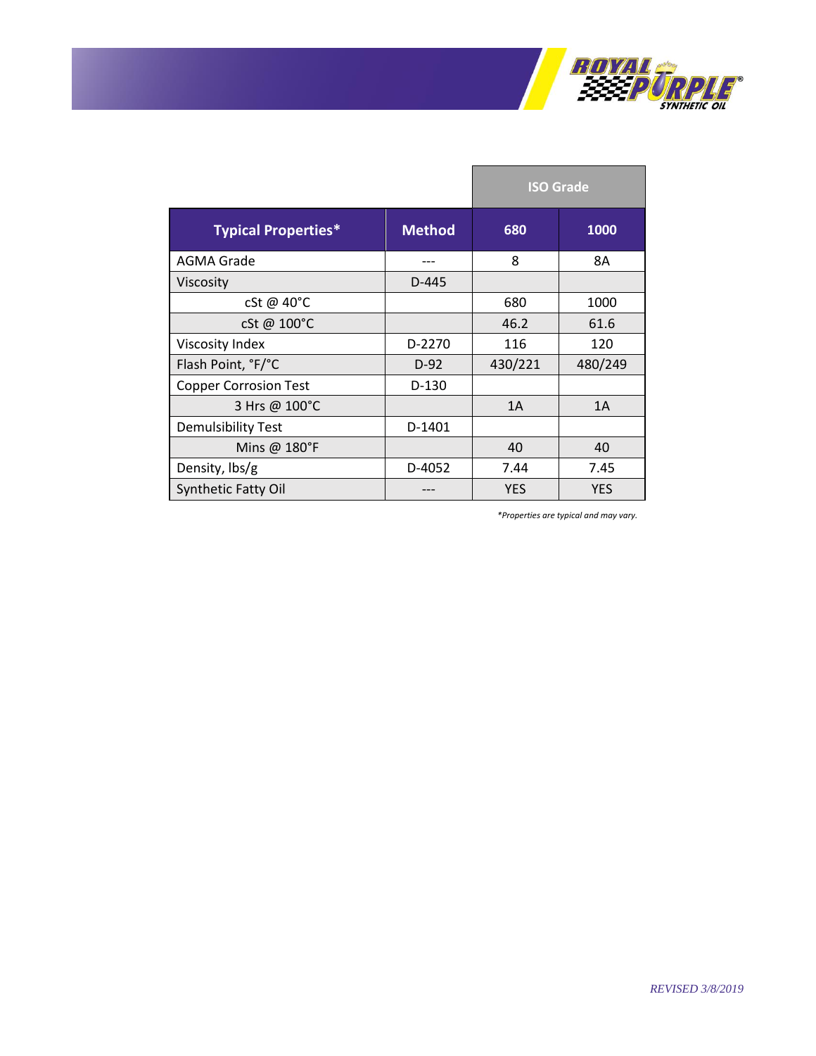| | | ISO Grade | |
|---|---|---|---|
| **Typical Properties*** | **Method** | **680** | **1000** |
| AGMA Grade | --- | 8 | 8A |
| Viscosity | D-445 | | |
| cSt @ 40°C | | 680 | 1000 |
| cSt @ 100°C | | 46.2 | 61.6 |
| Viscosity Index | D-2270 | 116 | 120 |
| Flash Point, °F/°C | D-92 | 430/221 | 480/249 |
| Copper Corrosion Test | D-130 | | |
| 3 Hrs @ 100°C | | 1A | 1A |
| Demulsibility Test | D-1401 | | |
| Mins @ 180°F | | 40 | 40 |
| Density, lbs/g | D-4052 | 7.44 | 7.45 |
| Synthetic Fatty Oil | --- | YES | YES |

*\*Properties are typical and may vary.*

REVISED 3/8/2019